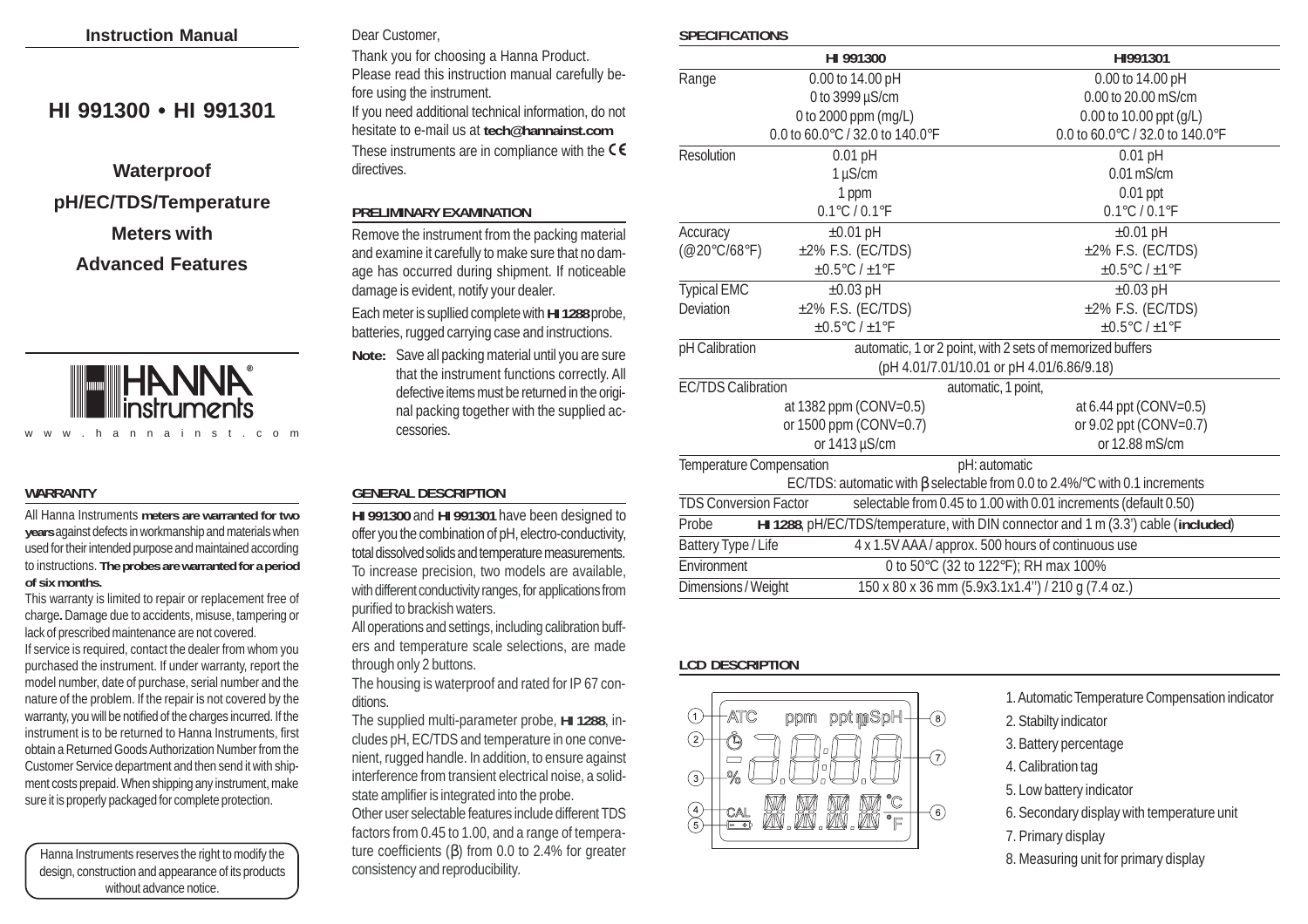Instruction Manual

# HI 991300 • HI 991301

## Waterproof pH/EC/TDS/Temperature Meters with Advanced Features

HANNA instruments

www.hannainst.com

### WARRANTY

All Hanna Instruments **meters are warranted for two years** against defects in workmanship and materials when used for their intended purpose and maintained according to instructions. **The probes are warranted for a period of six months.**

This warranty is limited to repair or replacement free of charge**.** Damage due to accidents, misuse, tampering or lack of prescribed maintenance are not covered.

If service is required, contact the dealer from whom you purchased the instrument. If under warranty, report the model number, date of purchase, serial number and the nature of the problem. If the repair is not covered by the warranty, you will be notified of the charges incurred. If the instrument is to be returned to Hanna Instruments, first obtain a Returned Goods Authorization Number from the Customer Service department and then send it with shipment costs prepaid. When shipping any instrument, make sure it is properly packaged for complete protection.

Hanna Instruments reserves the right to modify the design, construction and appearance of its products without advance notice.

Dear Customer,

Thank you for choosing a Hanna Product. Please read this instruction manual carefully before using the instrument.

If you need additional technical information, do not hesitate to e-mail us at **tech@hannainst.com**

These instruments are in compliance with the CE directives.

### PRELIMINARY EXAMINATION

Remove the instrument from the packing material and examine it carefully to make sure that no damage has occurred during shipment. If noticeable damage is evident, notify your dealer.

Each meter is suplied complete with **HI 1288** probe, batteries, rugged carrying case and instructions.

**Note:** Save all packing material until you are sure that the instrument functions correctly. All defective items must be returned in the original packing together with the supplied accessories.

### GENERAL DESCRIPTION

**HI 991300** and **HI 991301** have been designed to offer you the combination of pH, electro-conductivity, total dissolved solids and temperature measurements. To increase precision, two models are available, with different conductivity ranges, for applications from purified to brackish waters.

All operations and settings, including calibration buffers and temperature scale selections, are made through only 2 buttons.

The housing is waterproof and rated for IP 67 conditions.

The supplied multi-parameter probe, **HI 1288**, includes pH, EC/TDS and temperature in one convenient, rugged handle. In addition, to ensure against interference from transient electrical noise, a solid-state amplifier is integrated into the probe.

Other user selectable features include different TDS factors from 0.45 to 1.00, and a range of temperature coefficients (β) from 0.0 to 2.4% for greater consistency and reproducibility.

### SPECIFICATIONS

| | HI 991300 | HI991301 |
|---|---|---|
| Range | 0.00 to 14.00 pH<br>0 to 3999 µS/cm<br>0 to 2000 ppm (mg/L)<br>0.0 to 60.0°C / 32.0 to 140.0°F | 0.00 to 14.00 pH<br>0.00 to 20.00 mS/cm<br>0.00 to 10.00 ppt (g/L)<br>0.0 to 60.0°C / 32.0 to 140.0°F |
| Resolution | 0.01 pH<br>1 µS/cm<br>1 ppm<br>0.1°C / 0.1°F | 0.01 pH<br>0.01 mS/cm<br>0.01 ppt<br>0.1°C / 0.1°F |
| Accuracy (@20°C/68°F) | ±0.01 pH<br>±2% F.S. (EC/TDS)<br>±0.5°C / ±1°F | ±0.01 pH<br>±2% F.S. (EC/TDS)<br>±0.5°C / ±1°F |
| Typical EMC Deviation | ±0.03 pH<br>±2% F.S. (EC/TDS)<br>±0.5°C / ±1°F | ±0.03 pH<br>±2% F.S. (EC/TDS)<br>±0.5°C / ±1°F |
| pH Calibration | automatic, 1 or 2 point, with 2 sets of memorized buffers (pH 4.01/7.01/10.01 or pH 4.01/6.86/9.18) | |
| EC/TDS Calibration | automatic, 1 point,<br>at 1382 ppm (CONV=0.5)<br>or 1500 ppm (CONV=0.7)<br>or 1413 µS/cm | <br>at 6.44 ppt (CONV=0.5)<br>or 9.02 ppt (CONV=0.7)<br>or 12.88 mS/cm |
| Temperature Compensation | pH: automatic<br>EC/TDS: automatic with β selectable from 0.0 to 2.4%/°C with 0.1 increments | |
| TDS Conversion Factor | selectable from 0.45 to 1.00 with 0.01 increments (default 0.50) | |
| Probe | **HI 1288**, pH/EC/TDS/temperature, with DIN connector and 1 m (3.3') cable (**included**) | |
| Battery Type / Life | 4 x 1.5V AAA / approx. 500 hours of continuous use | |
| Environment | 0 to 50°C (32 to 122°F); RH max 100% | |
| Dimensions / Weight | 150 x 80 x 36 mm (5.9x3.1x1.4") / 210 g (7.4 oz.) | |

### LCD DESCRIPTION

1. Automatic Temperature Compensation indicator
2. Stabilty indicator
3. Battery percentage
4. Calibration tag
5. Low battery indicator
6. Secondary display with temperature unit
7. Primary display
8. Measuring unit for primary display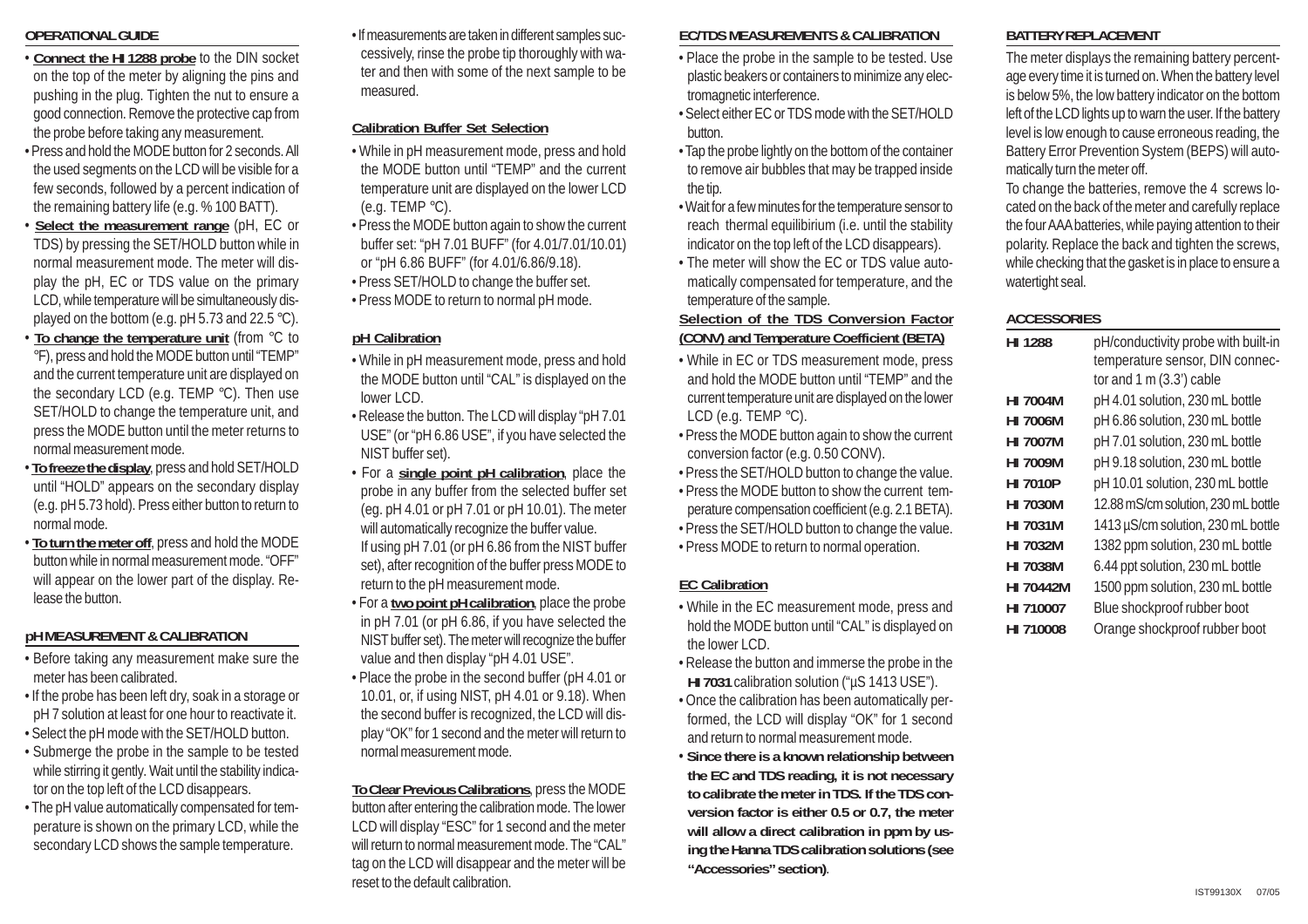## OPERATIONAL GUIDE

- **Connect the HI 1288 probe** to the DIN socket on the top of the meter by aligning the pins and pushing in the plug. Tighten the nut to ensure a good connection. Remove the protective cap from the probe before taking any measurement.
- Press and hold the MODE button for 2 seconds. All the used segments on the LCD will be visible for a few seconds, followed by a percent indication of the remaining battery life (e.g. % 100 BATT).
- **Select the measurement range** (pH, EC or TDS) by pressing the SET/HOLD button while in normal measurement mode. The meter will display the pH, EC or TDS value on the primary LCD, while temperature will be simultaneously displayed on the bottom (e.g. pH 5.73 and 22.5 °C).
- **To change the temperature unit** (from °C to °F), press and hold the MODE button until "TEMP" and the current temperature unit are displayed on the secondary LCD (e.g. TEMP °C). Then use SET/HOLD to change the temperature unit, and press the MODE button until the meter returns to normal measurement mode.
- **To freeze the display**, press and hold SET/HOLD until "HOLD" appears on the secondary display (e.g. pH 5.73 hold). Press either button to return to normal mode.
- **To turn the meter off**, press and hold the MODE button while in normal measurement mode. "OFF" will appear on the lower part of the display. Release the button.

## pH MEASUREMENT & CALIBRATION

- Before taking any measurement make sure the meter has been calibrated.
- If the probe has been left dry, soak in a storage or pH 7 solution at least for one hour to reactivate it.
- Select the pH mode with the SET/HOLD button.
- Submerge the probe in the sample to be tested while stirring it gently. Wait until the stability indicator on the top left of the LCD disappears.
- The pH value automatically compensated for temperature is shown on the primary LCD, while the secondary LCD shows the sample temperature.
- If measurements are taken in different samples successively, rinse the probe tip thoroughly with water and then with some of the next sample to be measured.

### Calibration Buffer Set Selection

- While in pH measurement mode, press and hold the MODE button until "TEMP" and the current temperature unit are displayed on the lower LCD (e.g. TEMP °C).
- Press the MODE button again to show the current buffer set: "pH 7.01 BUFF" (for 4.01/7.01/10.01) or "pH 6.86 BUFF" (for 4.01/6.86/9.18).
- Press SET/HOLD to change the buffer set.
- Press MODE to return to normal pH mode.

### pH Calibration

- While in pH measurement mode, press and hold the MODE button until "CAL" is displayed on the lower LCD.
- Release the button. The LCD will display "pH 7.01 USE" (or "pH 6.86 USE", if you have selected the NIST buffer set).
- For a **single point pH calibration**, place the probe in any buffer from the selected buffer set (eg. pH 4.01 or pH 7.01 or pH 10.01). The meter will automatically recognize the buffer value.
  If using pH 7.01 (or pH 6.86 from the NIST buffer set), after recognition of the buffer press MODE to return to the pH measurement mode.
- For a **two point pH calibration**, place the probe in pH 7.01 (or pH 6.86, if you have selected the NIST buffer set). The meter will recognize the buffer value and then display "pH 4.01 USE".
- Place the probe in the second buffer (pH 4.01 or 10.01, or, if using NIST, pH 4.01 or 9.18). When the second buffer is recognized, the LCD will display "OK" for 1 second and the meter will return to normal measurement mode.

**To Clear Previous Calibrations**, press the MODE button after entering the calibration mode. The lower LCD will display "ESC" for 1 second and the meter will return to normal measurement mode. The "CAL" tag on the LCD will disappear and the meter will be reset to the default calibration.

## EC/TDS MEASUREMENTS & CALIBRATION

- Place the probe in the sample to be tested. Use plastic beakers or containers to minimize any electromagnetic interference.
- Select either EC or TDS mode with the SET/HOLD button.
- Tap the probe lightly on the bottom of the container to remove air bubbles that may be trapped inside the tip.
- Wait for a few minutes for the temperature sensor to reach thermal equilibrium (i.e. until the stability indicator on the top left of the LCD disappears).
- The meter will show the EC or TDS value automatically compensated for temperature, and the temperature of the sample.

### Selection of the TDS Conversion Factor (CONV) and Temperature Coefficient (BETA)

- While in EC or TDS measurement mode, press and hold the MODE button until "TEMP" and the current temperature unit are displayed on the lower LCD (e.g. TEMP °C).
- Press the MODE button again to show the current conversion factor (e.g. 0.50 CONV).
- Press the SET/HOLD button to change the value.
- Press the MODE button to show the current temperature compensation coefficient (e.g. 2.1 BETA).
- Press the SET/HOLD button to change the value.
- Press MODE to return to normal operation.

### EC Calibration

- While in the EC measurement mode, press and hold the MODE button until "CAL" is displayed on the lower LCD.
- Release the button and immerse the probe in the **HI 7031** calibration solution ("µS 1413 USE").
- Once the calibration has been automatically performed, the LCD will display "OK" for 1 second and return to normal measurement mode.
- **Since there is a known relationship between the EC and TDS reading, it is not necessary to calibrate the meter in TDS. If the TDS conversion factor is either 0.5 or 0.7, the meter will allow a direct calibration in ppm by using the Hanna TDS calibration solutions (see "Accessories" section)**.

## BATTERY REPLACEMENT

The meter displays the remaining battery percentage every time it is turned on. When the battery level is below 5%, the low battery indicator on the bottom left of the LCD lights up to warn the user. If the battery level is low enough to cause erroneous reading, the Battery Error Prevention System (BEPS) will automatically turn the meter off.

To change the batteries, remove the 4 screws located on the back of the meter and carefully replace the four AAA batteries, while paying attention to their polarity. Replace the back and tighten the screws, while checking that the gasket is in place to ensure a watertight seal.

## ACCESSORIES

| | |
|---|---|
| **HI 1288** | pH/conductivity probe with built-in temperature sensor, DIN connector and 1 m (3.3') cable |
| **HI 7004M** | pH 4.01 solution, 230 mL bottle |
| **HI 7006M** | pH 6.86 solution, 230 mL bottle |
| **HI 7007M** | pH 7.01 solution, 230 mL bottle |
| **HI 7009M** | pH 9.18 solution, 230 mL bottle |
| **HI 7010P** | pH 10.01 solution, 230 mL bottle |
| **HI 7030M** | 12.88 mS/cm solution, 230 mL bottle |
| **HI 7031M** | 1413 µS/cm solution, 230 mL bottle |
| **HI 7032M** | 1382 ppm solution, 230 mL bottle |
| **HI 7038M** | 6.44 ppt solution, 230 mL bottle |
| **HI 70442M** | 1500 ppm solution, 230 mL bottle |
| **HI 710007** | Blue shockproof rubber boot |
| **HI 710008** | Orange shockproof rubber boot |

IST99130X 07/05